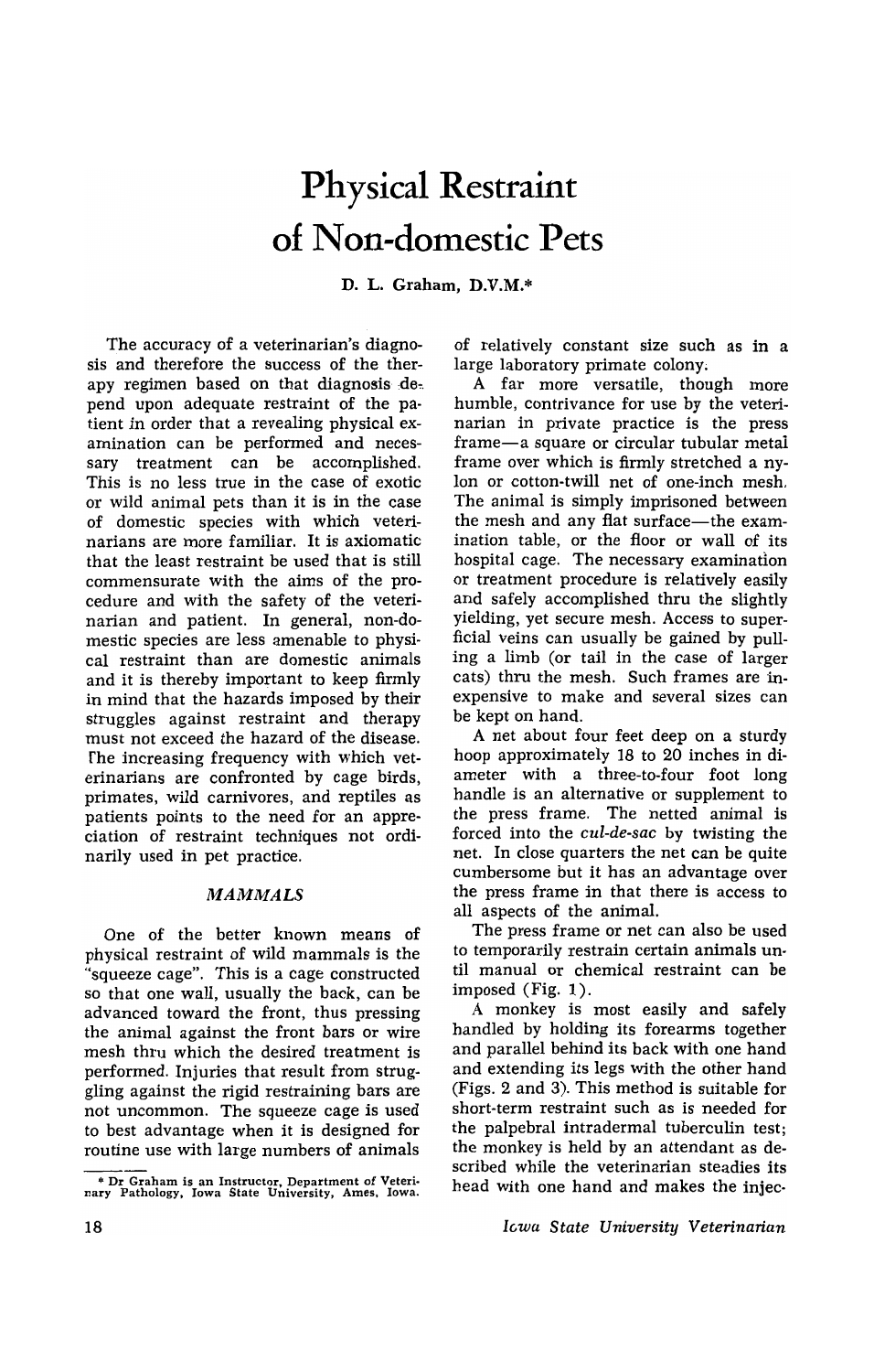# Physical Restraint of Non-domestic Pets

D. L. Graham, D.V.M.*

The accuracy of a veterinarian's diagnosis and therefore the success of the therapy regimen based on that diagnosis depend upon adequate restraint of the patient in order that a revealing physical examination can be performed and necessary treatment can be accomplished. This is no less true in the case of exotic or wild animal pets than it is in the case of domestic species with which veterinarians are more familiar. It is axiomatic that the least restraint be used that is still commensurate with the aims of the procedure and with the safety of the veterinarian and patient. In general, non-domestic species are less amenable to physical restraint than are domestic animals and it is thereby important to keep firmly in mind that the hazards imposed by their struggles against restraint and therapy must not exceed the hazard of the disease. The increasing frequency with which veterinarians are confronted by cage birds, primates, wild carnivores, and reptiles as patients points to the need for an appreciation of restraint techniques not ordinarily used in pet practice.

## *MAMMALS*

One of the better known means of physical restraint of wild mammals is the "squeeze cage". This is a cage constructed so that one wall, usually the back, can be advanced toward the front, thus pressing the animal against the front bars or wire mesh thru which the desired treatment is performed. Injuries that result from struggling against the rigid restraining bars are not uncommon. The squeeze cage is used to best advantage when it is designed for routine use with large numbers of animals of relatively constant size such as in a large laboratory primate colony.

A far more versatile, though more humble, contrivance for use by the veterinarian in private practice is the press frame—a square or circular tubular metal frame over which is firmly stretched a nylon or cotton-twill net of one-inch mesh. The animal is simply imprisoned between the mesh and any flat surface—the examination table, or the floor or wall of its hospital cage. The necessary examination or treatment procedure is relatively easily and safely accomplished thru the slightly yielding, yet secure mesh. Access to superficial veins can usually be gained by pulling a limb (or tail in the case of larger cats) thru the mesh. Such frames are inexpensive to make and several sizes can be kept on hand.

A net about four feet deep on a sturdy hoop approximately 18 to 20 inches in diameter with a three-to-four foot long handle is an alternative or supplement to the press frame. The netted animal is forced into the *cul-de-sac* by twisting the net. In close quarters the net can be quite cumbersome but it has an advantage over the press frame in that there is access to all aspects of the animal.

The press frame or net can also be used to temporarily restrain certain animals until manual or chemical restraint can be imposed (Fig. 1).

A monkey is most easily and safely handled by holding its forearms together and parallel behind its back with one hand and extending its legs with the other hand (Figs. 2 and 3). This method is suitable for short-term restraint such as is needed for the palpebral intradermal tuberculin test; the monkey is held by an attendant as described while the veterinarian steadies its head with one hand and makes the injec-

---

* Dr Graham is an Instructor, Department of Veterinary Pathology, Iowa State University, Ames, Iowa.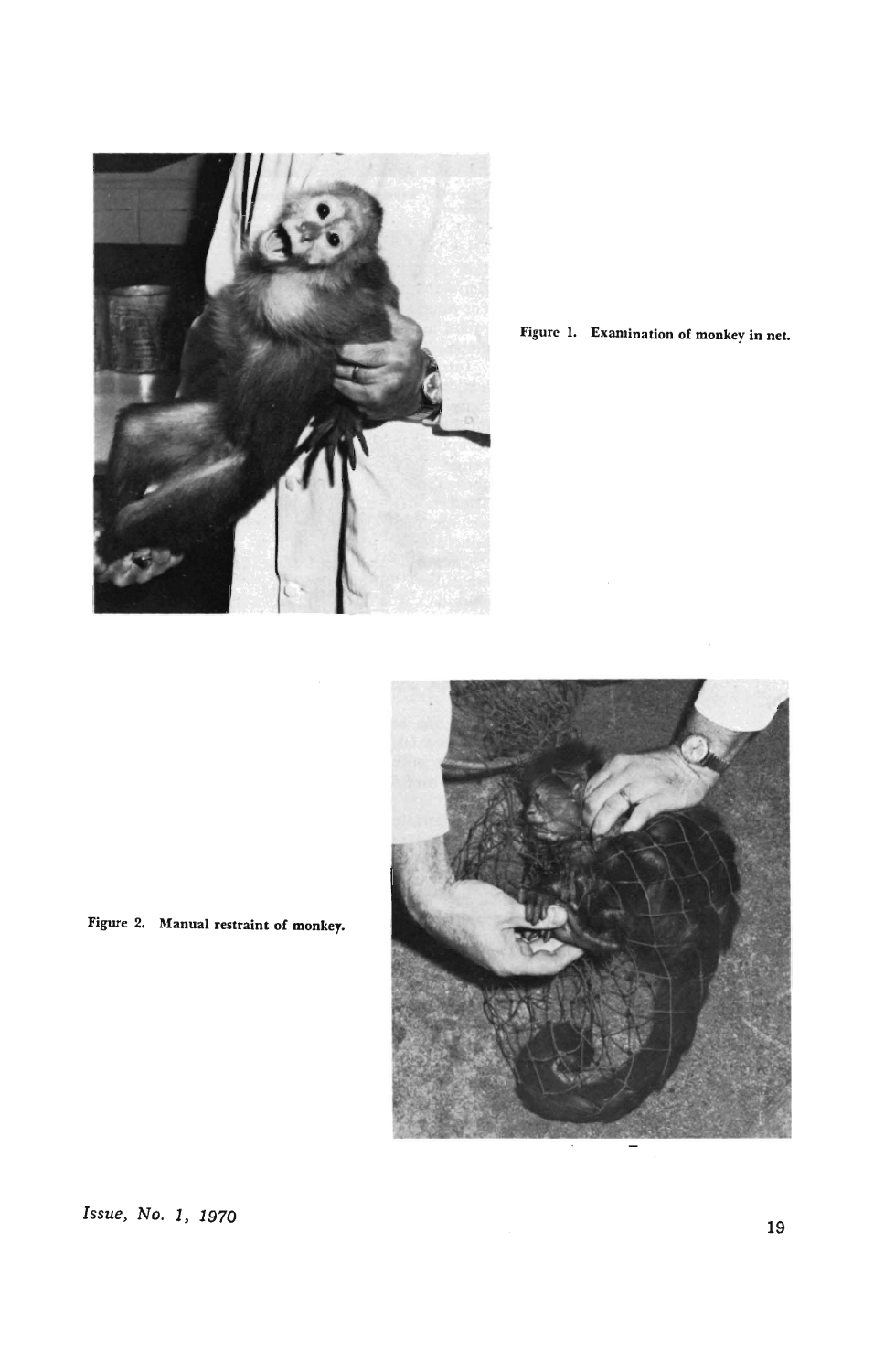Figure 1. Examination of monkey in net.

Figure 2. Manual restraint of monkey.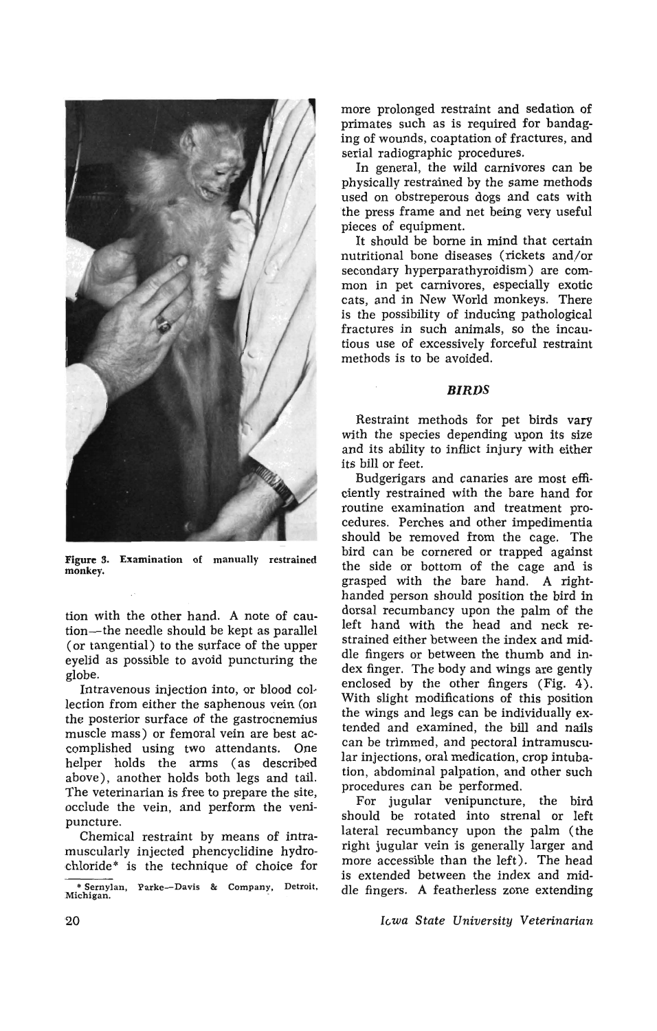Figure 3. Examination of manually restrained monkey.

tion with the other hand. A note of caution—the needle should be kept as parallel (or tangential) to the surface of the upper eyelid as possible to avoid puncturing the globe.

Intravenous injection into, or blood collection from either the saphenous vein (on the posterior surface of the gastrocnemius muscle mass) or femoral vein are best accomplished using two attendants. One helper holds the arms (as described above), another holds both legs and tail. The veterinarian is free to prepare the site, occlude the vein, and perform the venipuncture.

Chemical restraint by means of intramuscularly injected phencyclidine hydrochloride* is the technique of choice for more prolonged restraint and sedation of primates such as is required for bandaging of wounds, coaptation of fractures, and serial radiographic procedures.

In general, the wild carnivores can be physically restrained by the same methods used on obstreperous dogs and cats with the press frame and net being very useful pieces of equipment.

It should be borne in mind that certain nutritional bone diseases (rickets and/or secondary hyperparathyroidism) are common in pet carnivores, especially exotic cats, and in New World monkeys. There is the possibility of inducing pathological fractures in such animals, so the incautious use of excessively forceful restraint methods is to be avoided.

## *BIRDS*

Restraint methods for pet birds vary with the species depending upon its size and its ability to inflict injury with either its bill or feet.

Budgerigars and canaries are most efficiently restrained with the bare hand for routine examination and treatment procedures. Perches and other impedimentia should be removed from the cage. The bird can be cornered or trapped against the side or bottom of the cage and is grasped with the bare hand. A right-handed person should position the bird in dorsal recumbancy upon the palm of the left hand with the head and neck restrained either between the index and middle fingers or between the thumb and index finger. The body and wings are gently enclosed by the other fingers (Fig. 4). With slight modifications of this position the wings and legs can be individually extended and examined, the bill and nails can be trimmed, and pectoral intramuscular injections, oral medication, crop intubation, abdominal palpation, and other such procedures can be performed.

For jugular venipuncture, the bird should be rotated into strenal or left lateral recumbancy upon the palm (the right jugular vein is generally larger and more accessible than the left). The head is extended between the index and middle fingers. A featherless zone extending

\* Sernylan, Parke—Davis & Company, Detroit, Michigan.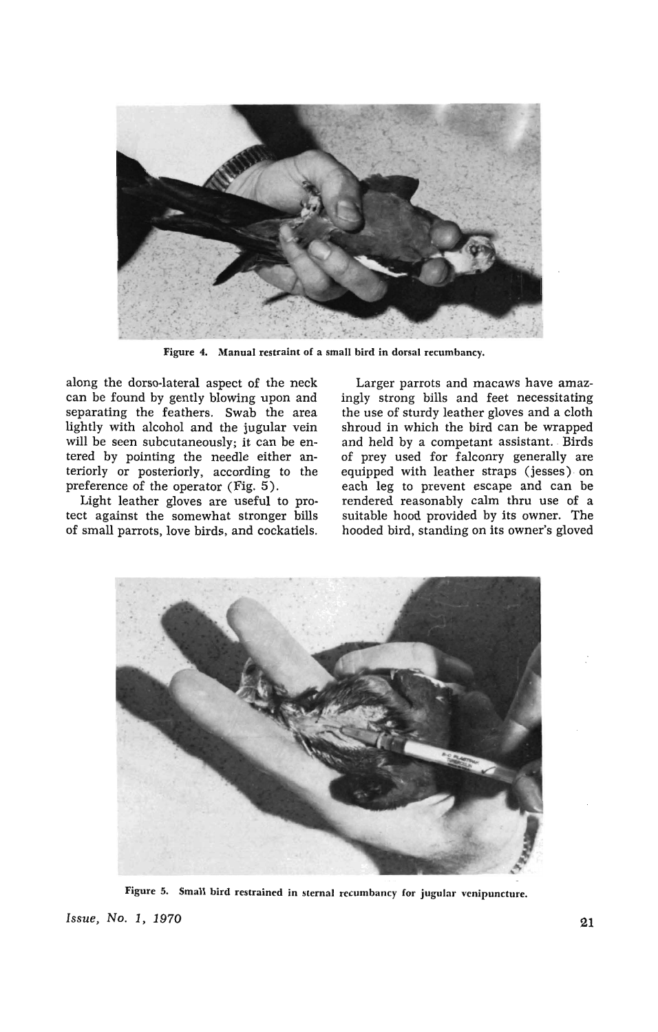Figure 4. Manual restraint of a small bird in dorsal recumbancy.

along the dorso-lateral aspect of the neck can be found by gently blowing upon and separating the feathers. Swab the area lightly with alcohol and the jugular vein will be seen subcutaneously; it can be entered by pointing the needle either anteriorly or posteriorly, according to the preference of the operator (Fig. 5).

Light leather gloves are useful to protect against the somewhat stronger bills of small parrots, love birds, and cockatiels.

Larger parrots and macaws have amazingly strong bills and feet necessitating the use of sturdy leather gloves and a cloth shroud in which the bird can be wrapped and held by a competant assistant. Birds of prey used for falconry generally are equipped with leather straps (jesses) on each leg to prevent escape and can be rendered reasonably calm thru use of a suitable hood provided by its owner. The hooded bird, standing on its owner's gloved

Figure 5. Small bird restrained in sternal recumbancy for jugular venipuncture.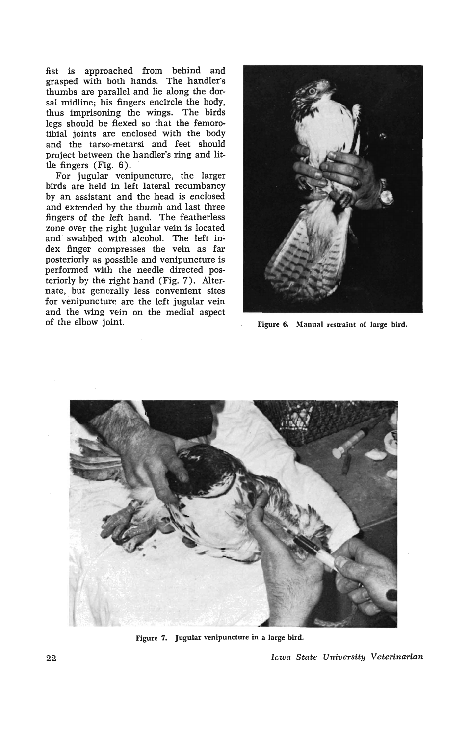fist is approached from behind and grasped with both hands. The handler's thumbs are parallel and lie along the dorsal midline; his fingers encircle the body, thus imprisoning the wings. The birds legs should be flexed so that the femorotibial joints are enclosed with the body and the tarso-metarsi and feet should project between the handler's ring and little fingers (Fig. 6).

For jugular venipuncture, the larger birds are held in left lateral recumbancy by an assistant and the head is enclosed and extended by the thumb and last three fingers of the left hand. The featherless zone over the right jugular vein is located and swabbed with alcohol. The left index finger compresses the vein as far posteriorly as possible and venipuncture is performed with the needle directed posteriorly by the right hand (Fig. 7). Alternate, but generally less convenient sites for venipuncture are the left jugular vein and the wing vein on the medial aspect of the elbow joint.

Figure 6. Manual restraint of large bird.

Figure 7. Jugular venipuncture in a large bird.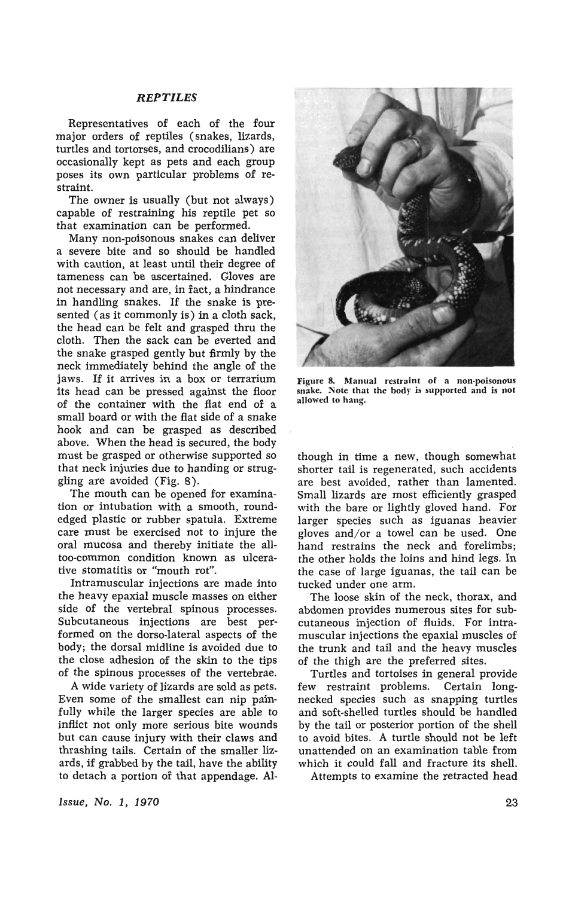## *REPTILES*

Representatives of each of the four major orders of reptiles (snakes, lizards, turtles and tortorses, and crocodilians) are occasionally kept as pets and each group poses its own particular problems of restraint.

The owner is usually (but not always) capable of restraining his reptile pet so that examination can be performed.

Many non-poisonous snakes can deliver a severe bite and so should be handled with caution, at least until their degree of tameness can be ascertained. Gloves are not necessary and are, in fact, a hindrance in handling snakes. If the snake is presented (as it commonly is) in a cloth sack, the head can be felt and grasped thru the cloth. Then the sack can be everted and the snake grasped gently but firmly by the neck immediately behind the angle of the jaws. If it arrives in a box or terrarium its head can be pressed against the floor of the container with the flat end of a small board or with the flat side of a snake hook and can be grasped as described above. When the head is secured, the body must be grasped or otherwise supported so that neck injuries due to handing or struggling are avoided (Fig. 8).

The mouth can be opened for examination or intubation with a smooth, round-edged plastic or rubber spatula. Extreme care must be exercised not to injure the oral mucosa and thereby initiate the all-too-common condition known as ulcerative stomatitis or "mouth rot".

Intramuscular injections are made into the heavy epaxial muscle masses on either side of the vertebral spinous processes. Subcutaneous injections are best performed on the dorso-lateral aspects of the body; the dorsal midline is avoided due to the close adhesion of the skin to the tips of the spinous processes of the vertebrae.

A wide variety of lizards are sold as pets. Even some of the smallest can nip painfully while the larger species are able to inflict not only more serious bite wounds but can cause injury with their claws and thrashing tails. Certain of the smaller lizards, if grabbed by the tail, have the ability to detach a portion of that appendage. Although in time a new, though somewhat shorter tail is regenerated, such accidents are best avoided, rather than lamented. Small lizards are most efficiently grasped with the bare or lightly gloved hand. For larger species such as iguanas heavier gloves and/or a towel can be used. One hand restrains the neck and forelimbs; the other holds the loins and hind legs. In the case of large iguanas, the tail can be tucked under one arm.

Figure 8. Manual restraint of a non-poisonous snake. Note that the body is supported and is not allowed to hang.

The loose skin of the neck, thorax, and abdomen provides numerous sites for subcutaneous injection of fluids. For intramuscular injections the epaxial muscles of the trunk and tail and the heavy muscles of the thigh are the preferred sites.

Turtles and tortoises in general provide few restraint problems. Certain long-necked species such as snapping turtles and soft-shelled turtles should be handled by the tail or posterior portion of the shell to avoid bites. A turtle should not be left unattended on an examination table from which it could fall and fracture its shell.

Attempts to examine the retracted head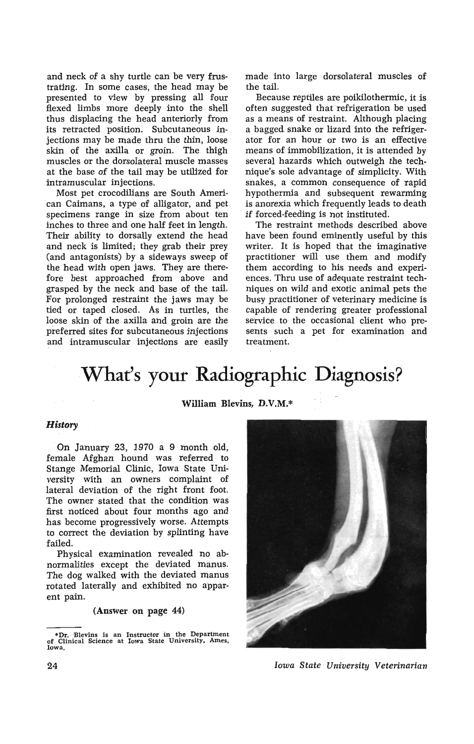and neck of a shy turtle can be very frustrating. In some cases, the head may be presented to view by pressing all four flexed limbs more deeply into the shell thus displacing the head anteriorly from its retracted position. Subcutaneous injections may be made thru the thin, loose skin of the axilla or groin. The thigh muscles or the dorsolateral muscle masses at the base of the tail may be utilized for intramuscular injections.

Most pet crocodilians are South American Caimans, a type of alligator, and pet specimens range in size from about ten inches to three and one half feet in length. Their ability to dorsally extend the head and neck is limited; they grab their prey (and antagonists) by a sideways sweep of the head with open jaws. They are therefore best approached from above and grasped by the neck and base of the tail. For prolonged restraint the jaws may be tied or taped closed. As in turtles, the loose skin of the axilla and groin are the preferred sites for subcutaneous injections and intramuscular injections are easily made into large dorsolateral muscles of the tail.

Because reptiles are poikilothermic, it is often suggested that refrigeration be used as a means of restraint. Although placing a bagged snake or lizard into the refrigerator for an hour or two is an effective means of immobilization, it is attended by several hazards which outweigh the technique's sole advantage of simplicity. With snakes, a common consequence of rapid hypothermia and subsequent rewarming is anorexia which frequently leads to death if forced-feeding is not instituted.

The restraint methods described above have been found eminently useful by this writer. It is hoped that the imaginative practitioner will use them and modify them according to his needs and experiences. Thru use of adequate restraint techniques on wild and exotic animal pets the busy practitioner of veterinary medicine is capable of rendering greater professional service to the occasional client who presents such a pet for examination and treatment.

# What's your Radiographic Diagnosis?

**William Blevins, D.V.M.***

### *History*

On January 23, 1970 a 9 month old, female Afghan hound was referred to Stange Memorial Clinic, Iowa State University with an owners complaint of lateral deviation of the right front foot. The owner stated that the condition was first noticed about four months ago and has become progressively worse. Attempts to correct the deviation by splinting have failed.

Physical examination revealed no abnormalities except the deviated manus. The dog walked with the deviated manus rotated laterally and exhibited no apparent pain.

(Answer on page 44)

---

*Dr. Blevins is an Instructor in the Department of Clinical Science at Iowa State University, Ames, Iowa.